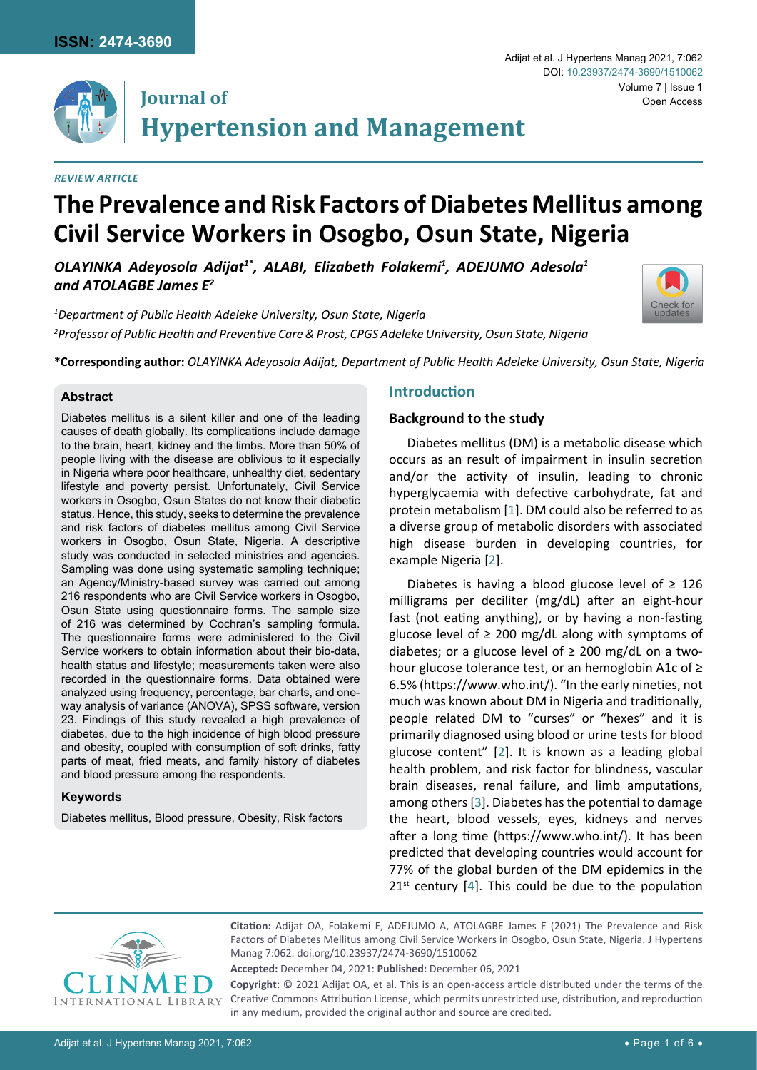*REVIEW ARTICLE*

# The Prevalence and Risk Factors of Diabetes Mellitus among Civil Service Workers in Osogbo, Osun State, Nigeria

***OLAYINKA Adeyosola Adijat[1*], ALABI, Elizabeth Folakemi[1], ADEJUMO Adesola[1] and ATOLAGBE James E[2]***

*[1]Department of Public Health Adeleke University, Osun State, Nigeria*

*[2]Professor of Public Health and Preventive Care & Prost, CPGS Adeleke University, Osun State, Nigeria*

**\*Corresponding author:** *OLAYINKA Adeyosola Adijat, Department of Public Health Adeleke University, Osun State, Nigeria*

### Abstract

Diabetes mellitus is a silent killer and one of the leading causes of death globally. Its complications include damage to the brain, heart, kidney and the limbs. More than 50% of people living with the disease are oblivious to it especially in Nigeria where poor healthcare, unhealthy diet, sedentary lifestyle and poverty persist. Unfortunately, Civil Service workers in Osogbo, Osun States do not know their diabetic status. Hence, this study, seeks to determine the prevalence and risk factors of diabetes mellitus among Civil Service workers in Osogbo, Osun State, Nigeria. A descriptive study was conducted in selected ministries and agencies. Sampling was done using systematic sampling technique; an Agency/Ministry-based survey was carried out among 216 respondents who are Civil Service workers in Osogbo, Osun State using questionnaire forms. The sample size of 216 was determined by Cochran's sampling formula. The questionnaire forms were administered to the Civil Service workers to obtain information about their bio-data, health status and lifestyle; measurements taken were also recorded in the questionnaire forms. Data obtained were analyzed using frequency, percentage, bar charts, and one-way analysis of variance (ANOVA), SPSS software, version 23. Findings of this study revealed a high prevalence of diabetes, due to the high incidence of high blood pressure and obesity, coupled with consumption of soft drinks, fatty parts of meat, fried meats, and family history of diabetes and blood pressure among the respondents.

### Keywords

Diabetes mellitus, Blood pressure, Obesity, Risk factors

## Introduction

### Background to the study

Diabetes mellitus (DM) is a metabolic disease which occurs as an result of impairment in insulin secretion and/or the activity of insulin, leading to chronic hyperglycaemia with defective carbohydrate, fat and protein metabolism [1]. DM could also be referred to as a diverse group of metabolic disorders with associated high disease burden in developing countries, for example Nigeria [2].

Diabetes is having a blood glucose level of ≥ 126 milligrams per deciliter (mg/dL) after an eight-hour fast (not eating anything), or by having a non-fasting glucose level of ≥ 200 mg/dL along with symptoms of diabetes; or a glucose level of ≥ 200 mg/dL on a two-hour glucose tolerance test, or an hemoglobin A1c of ≥ 6.5% (https://www.who.int/). "In the early nineties, not much was known about DM in Nigeria and traditionally, people related DM to "curses" or "hexes" and it is primarily diagnosed using blood or urine tests for blood glucose content" [2]. It is known as a leading global health problem, and risk factor for blindness, vascular brain diseases, renal failure, and limb amputations, among others [3]. Diabetes has the potential to damage the heart, blood vessels, eyes, kidneys and nerves after a long time (https://www.who.int/). It has been predicted that developing countries would account for 77% of the global burden of the DM epidemics in the 21st century [4]. This could be due to the population

**Citation:** Adijat OA, Folakemi E, ADEJUMO A, ATOLAGBE James E (2021) The Prevalence and Risk Factors of Diabetes Mellitus among Civil Service Workers in Osogbo, Osun State, Nigeria. J Hypertens Manag 7:062. doi.org/10.23937/2474-3690/1510062

**Accepted:** December 04, 2021: **Published:** December 06, 2021

**Copyright:** © 2021 Adijat OA, et al. This is an open-access article distributed under the terms of the Creative Commons Attribution License, which permits unrestricted use, distribution, and reproduction in any medium, provided the original author and source are credited.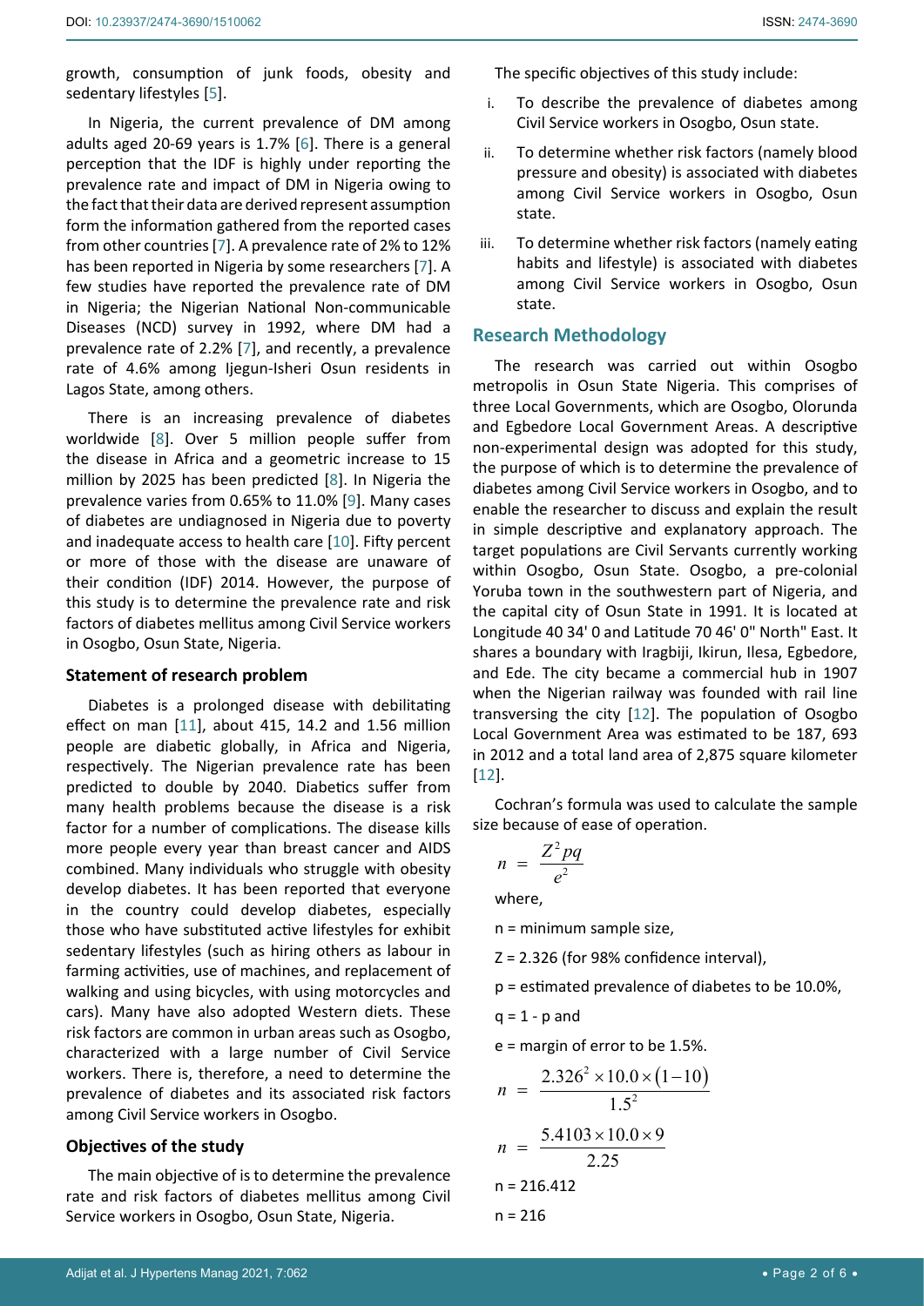growth, consumption of junk foods, obesity and sedentary lifestyles [5].

In Nigeria, the current prevalence of DM among adults aged 20-69 years is 1.7% [6]. There is a general perception that the IDF is highly under reporting the prevalence rate and impact of DM in Nigeria owing to the fact that their data are derived represent assumption form the information gathered from the reported cases from other countries [7]. A prevalence rate of 2% to 12% has been reported in Nigeria by some researchers [7]. A few studies have reported the prevalence rate of DM in Nigeria; the Nigerian National Non-communicable Diseases (NCD) survey in 1992, where DM had a prevalence rate of 2.2% [7], and recently, a prevalence rate of 4.6% among Ijegun-Isheri Osun residents in Lagos State, among others.

There is an increasing prevalence of diabetes worldwide [8]. Over 5 million people suffer from the disease in Africa and a geometric increase to 15 million by 2025 has been predicted [8]. In Nigeria the prevalence varies from 0.65% to 11.0% [9]. Many cases of diabetes are undiagnosed in Nigeria due to poverty and inadequate access to health care [10]. Fifty percent or more of those with the disease are unaware of their condition (IDF) 2014. However, the purpose of this study is to determine the prevalence rate and risk factors of diabetes mellitus among Civil Service workers in Osogbo, Osun State, Nigeria.

### Statement of research problem

Diabetes is a prolonged disease with debilitating effect on man [11], about 415, 14.2 and 1.56 million people are diabetic globally, in Africa and Nigeria, respectively. The Nigerian prevalence rate has been predicted to double by 2040. Diabetics suffer from many health problems because the disease is a risk factor for a number of complications. The disease kills more people every year than breast cancer and AIDS combined. Many individuals who struggle with obesity develop diabetes. It has been reported that everyone in the country could develop diabetes, especially those who have substituted active lifestyles for exhibit sedentary lifestyles (such as hiring others as labour in farming activities, use of machines, and replacement of walking and using bicycles, with using motorcycles and cars). Many have also adopted Western diets. These risk factors are common in urban areas such as Osogbo, characterized with a large number of Civil Service workers. There is, therefore, a need to determine the prevalence of diabetes and its associated risk factors among Civil Service workers in Osogbo.

### Objectives of the study

The main objective of is to determine the prevalence rate and risk factors of diabetes mellitus among Civil Service workers in Osogbo, Osun State, Nigeria.

The specific objectives of this study include:

i. To describe the prevalence of diabetes among Civil Service workers in Osogbo, Osun state.

ii. To determine whether risk factors (namely blood pressure and obesity) is associated with diabetes among Civil Service workers in Osogbo, Osun state.

iii. To determine whether risk factors (namely eating habits and lifestyle) is associated with diabetes among Civil Service workers in Osogbo, Osun state.

## Research Methodology

The research was carried out within Osogbo metropolis in Osun State Nigeria. This comprises of three Local Governments, which are Osogbo, Olorunda and Egbedore Local Government Areas. A descriptive non-experimental design was adopted for this study, the purpose of which is to determine the prevalence of diabetes among Civil Service workers in Osogbo, and to enable the researcher to discuss and explain the result in simple descriptive and explanatory approach. The target populations are Civil Servants currently working within Osogbo, Osun State. Osogbo, a pre-colonial Yoruba town in the southwestern part of Nigeria, and the capital city of Osun State in 1991. It is located at Longitude 40 34' 0 and Latitude 70 46' 0" North" East. It shares a boundary with Iragbiji, Ikirun, Ilesa, Egbedore, and Ede. The city became a commercial hub in 1907 when the Nigerian railway was founded with rail line transversing the city [12]. The population of Osogbo Local Government Area was estimated to be 187, 693 in 2012 and a total land area of 2,875 square kilometer [12].

Cochran's formula was used to calculate the sample size because of ease of operation.

$$n = \frac{Z^2 pq}{e^2}$$

where,

n = minimum sample size,

Z = 2.326 (for 98% confidence interval),

p = estimated prevalence of diabetes to be 10.0%,

q = 1 - p and

e = margin of error to be 1.5%.

$$n = \frac{2.326^2 \times 10.0 \times (1-10)}{1.5^2}$$

$$n = \frac{5.4103 \times 10.0 \times 9}{2.25}$$

n = 216.412

n = 216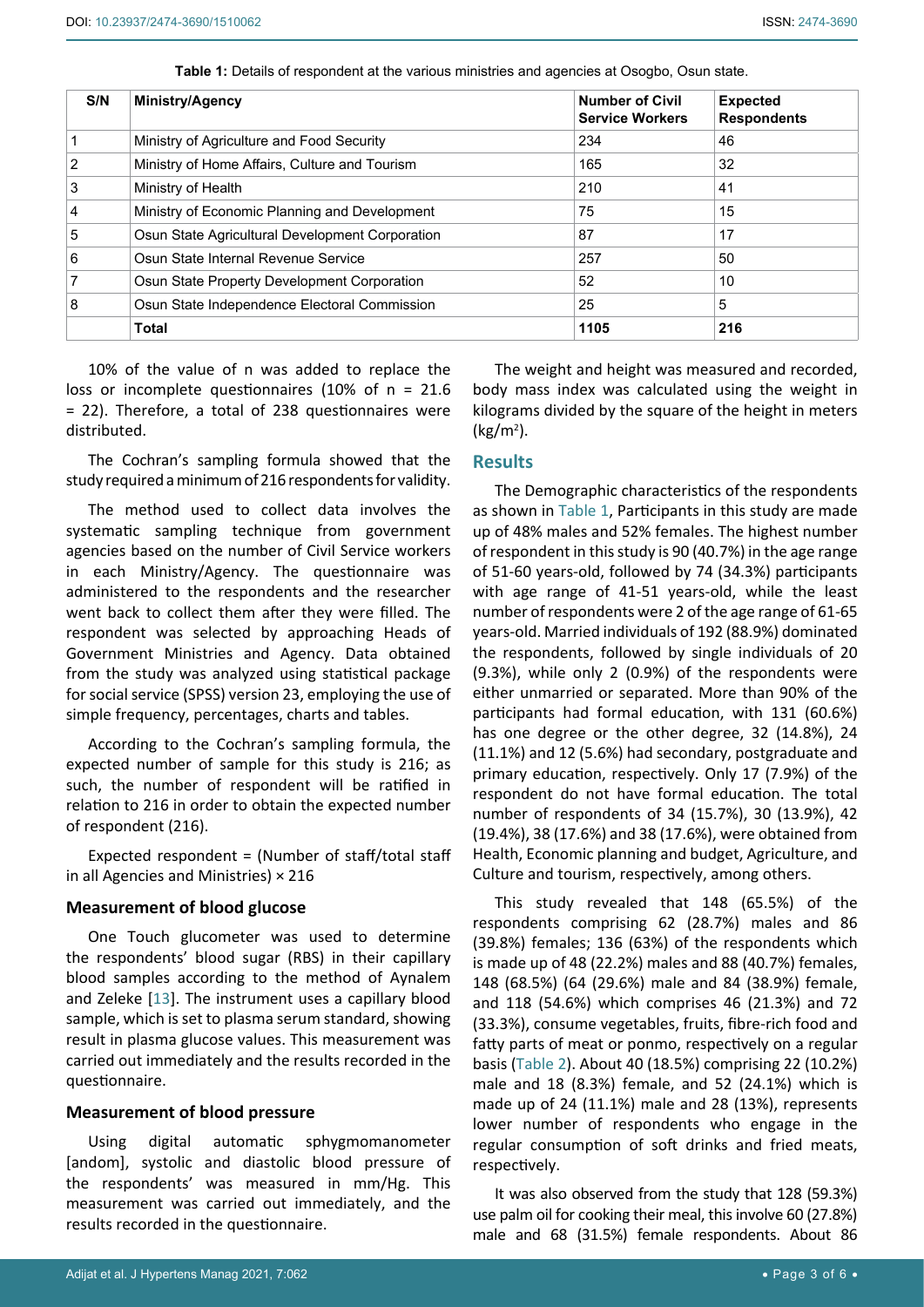**Table 1:** Details of respondent at the various ministries and agencies at Osogbo, Osun state.

| S/N | Ministry/Agency | Number of Civil Service Workers | Expected Respondents |
|---|---|---|---|
| 1 | Ministry of Agriculture and Food Security | 234 | 46 |
| 2 | Ministry of Home Affairs, Culture and Tourism | 165 | 32 |
| 3 | Ministry of Health | 210 | 41 |
| 4 | Ministry of Economic Planning and Development | 75 | 15 |
| 5 | Osun State Agricultural Development Corporation | 87 | 17 |
| 6 | Osun State Internal Revenue Service | 257 | 50 |
| 7 | Osun State Property Development Corporation | 52 | 10 |
| 8 | Osun State Independence Electoral Commission | 25 | 5 |
| | **Total** | **1105** | **216** |

10% of the value of n was added to replace the loss or incomplete questionnaires (10% of n = 21.6 = 22). Therefore, a total of 238 questionnaires were distributed.

The Cochran's sampling formula showed that the study required a minimum of 216 respondents for validity.

The method used to collect data involves the systematic sampling technique from government agencies based on the number of Civil Service workers in each Ministry/Agency. The questionnaire was administered to the respondents and the researcher went back to collect them after they were filled. The respondent was selected by approaching Heads of Government Ministries and Agency. Data obtained from the study was analyzed using statistical package for social service (SPSS) version 23, employing the use of simple frequency, percentages, charts and tables.

According to the Cochran's sampling formula, the expected number of sample for this study is 216; as such, the number of respondent will be ratified in relation to 216 in order to obtain the expected number of respondent (216).

Expected respondent = (Number of staff/total staff in all Agencies and Ministries) × 216

### Measurement of blood glucose

One Touch glucometer was used to determine the respondents' blood sugar (RBS) in their capillary blood samples according to the method of Aynalem and Zeleke [13]. The instrument uses a capillary blood sample, which is set to plasma serum standard, showing result in plasma glucose values. This measurement was carried out immediately and the results recorded in the questionnaire.

### Measurement of blood pressure

Using digital automatic sphygmomanometer [andom], systolic and diastolic blood pressure of the respondents' was measured in mm/Hg. This measurement was carried out immediately, and the results recorded in the questionnaire.

The weight and height was measured and recorded, body mass index was calculated using the weight in kilograms divided by the square of the height in meters ($kg/m^2$).

## Results

The Demographic characteristics of the respondents as shown in Table 1, Participants in this study are made up of 48% males and 52% females. The highest number of respondent in this study is 90 (40.7%) in the age range of 51-60 years-old, followed by 74 (34.3%) participants with age range of 41-51 years-old, while the least number of respondents were 2 of the age range of 61-65 years-old. Married individuals of 192 (88.9%) dominated the respondents, followed by single individuals of 20 (9.3%), while only 2 (0.9%) of the respondents were either unmarried or separated. More than 90% of the participants had formal education, with 131 (60.6%) has one degree or the other degree, 32 (14.8%), 24 (11.1%) and 12 (5.6%) had secondary, postgraduate and primary education, respectively. Only 17 (7.9%) of the respondent do not have formal education. The total number of respondents of 34 (15.7%), 30 (13.9%), 42 (19.4%), 38 (17.6%) and 38 (17.6%), were obtained from Health, Economic planning and budget, Agriculture, and Culture and tourism, respectively, among others.

This study revealed that 148 (65.5%) of the respondents comprising 62 (28.7%) males and 86 (39.8%) females; 136 (63%) of the respondents which is made up of 48 (22.2%) males and 88 (40.7%) females, 148 (68.5%) (64 (29.6%) male and 84 (38.9%) female, and 118 (54.6%) which comprises 46 (21.3%) and 72 (33.3%), consume vegetables, fruits, fibre-rich food and fatty parts of meat or ponmo, respectively on a regular basis (Table 2). About 40 (18.5%) comprising 22 (10.2%) male and 18 (8.3%) female, and 52 (24.1%) which is made up of 24 (11.1%) male and 28 (13%), represents lower number of respondents who engage in the regular consumption of soft drinks and fried meats, respectively.

It was also observed from the study that 128 (59.3%) use palm oil for cooking their meal, this involve 60 (27.8%) male and 68 (31.5%) female respondents. About 86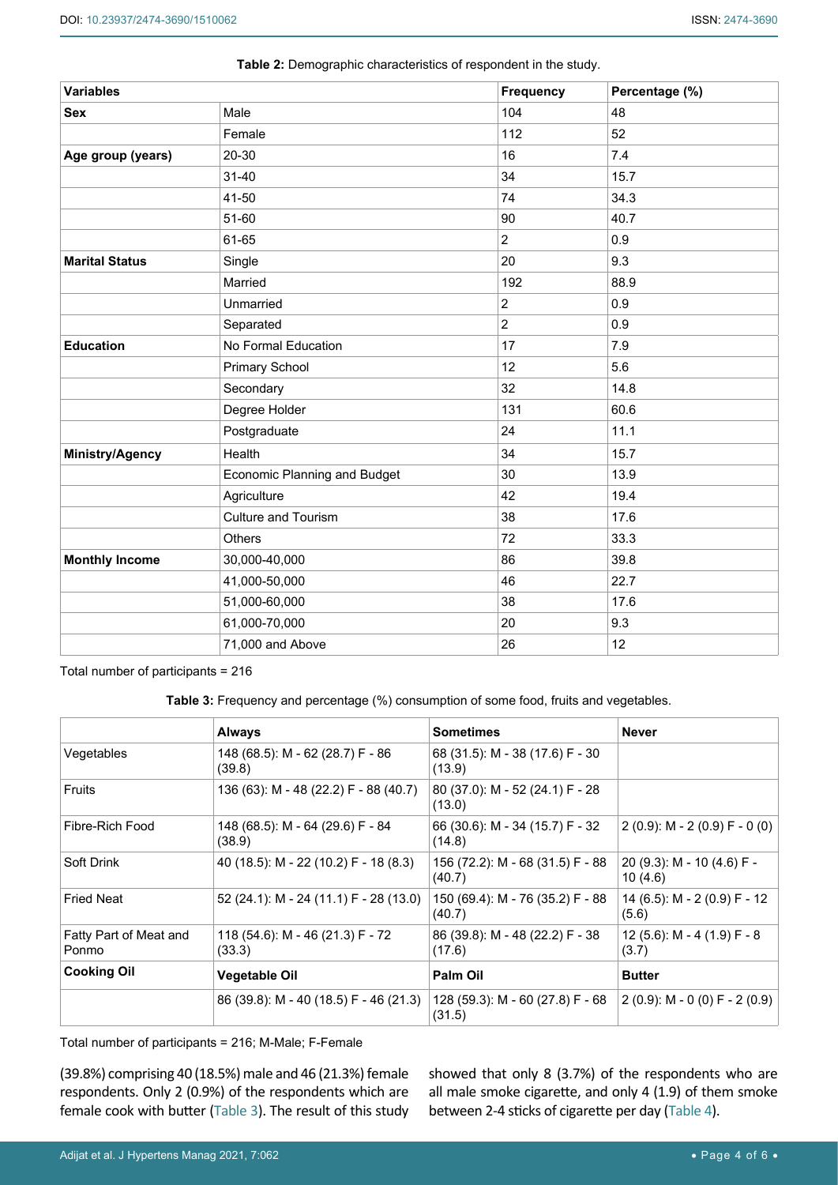**Table 2:** Demographic characteristics of respondent in the study.

| Variables | | Frequency | Percentage (%) |
|---|---|---|---|
| **Sex** | Male | 104 | 48 |
| | Female | 112 | 52 |
| **Age group (years)** | 20-30 | 16 | 7.4 |
| | 31-40 | 34 | 15.7 |
| | 41-50 | 74 | 34.3 |
| | 51-60 | 90 | 40.7 |
| | 61-65 | 2 | 0.9 |
| **Marital Status** | Single | 20 | 9.3 |
| | Married | 192 | 88.9 |
| | Unmarried | 2 | 0.9 |
| | Separated | 2 | 0.9 |
| **Education** | No Formal Education | 17 | 7.9 |
| | Primary School | 12 | 5.6 |
| | Secondary | 32 | 14.8 |
| | Degree Holder | 131 | 60.6 |
| | Postgraduate | 24 | 11.1 |
| **Ministry/Agency** | Health | 34 | 15.7 |
| | Economic Planning and Budget | 30 | 13.9 |
| | Agriculture | 42 | 19.4 |
| | Culture and Tourism | 38 | 17.6 |
| | Others | 72 | 33.3 |
| **Monthly Income** | 30,000-40,000 | 86 | 39.8 |
| | 41,000-50,000 | 46 | 22.7 |
| | 51,000-60,000 | 38 | 17.6 |
| | 61,000-70,000 | 20 | 9.3 |
| | 71,000 and Above | 26 | 12 |

Total number of participants = 216

**Table 3:** Frequency and percentage (%) consumption of some food, fruits and vegetables.

| | Always | Sometimes | Never |
|---|---|---|---|
| Vegetables | 148 (68.5): M - 62 (28.7) F - 86 (39.8) | 68 (31.5): M - 38 (17.6) F - 30 (13.9) | |
| Fruits | 136 (63): M - 48 (22.2) F - 88 (40.7) | 80 (37.0): M - 52 (24.1) F - 28 (13.0) | |
| Fibre-Rich Food | 148 (68.5): M - 64 (29.6) F - 84 (38.9) | 66 (30.6): M - 34 (15.7) F - 32 (14.8) | 2 (0.9): M - 2 (0.9) F - 0 (0) |
| Soft Drink | 40 (18.5): M - 22 (10.2) F - 18 (8.3) | 156 (72.2): M - 68 (31.5) F - 88 (40.7) | 20 (9.3): M - 10 (4.6) F - 10 (4.6) |
| Fried Neat | 52 (24.1): M - 24 (11.1) F - 28 (13.0) | 150 (69.4): M - 76 (35.2) F - 88 (40.7) | 14 (6.5): M - 2 (0.9) F - 12 (5.6) |
| Fatty Part of Meat and Ponmo | 118 (54.6): M - 46 (21.3) F - 72 (33.3) | 86 (39.8): M - 48 (22.2) F - 38 (17.6) | 12 (5.6): M - 4 (1.9) F - 8 (3.7) |
| **Cooking Oil** | **Vegetable Oil** | **Palm Oil** | **Butter** |
| | 86 (39.8): M - 40 (18.5) F - 46 (21.3) | 128 (59.3): M - 60 (27.8) F - 68 (31.5) | 2 (0.9): M - 0 (0) F - 2 (0.9) |

Total number of participants = 216; M-Male; F-Female

(39.8%) comprising 40 (18.5%) male and 46 (21.3%) female respondents. Only 2 (0.9%) of the respondents which are female cook with butter (Table 3). The result of this study showed that only 8 (3.7%) of the respondents who are all male smoke cigarette, and only 4 (1.9) of them smoke between 2-4 sticks of cigarette per day (Table 4).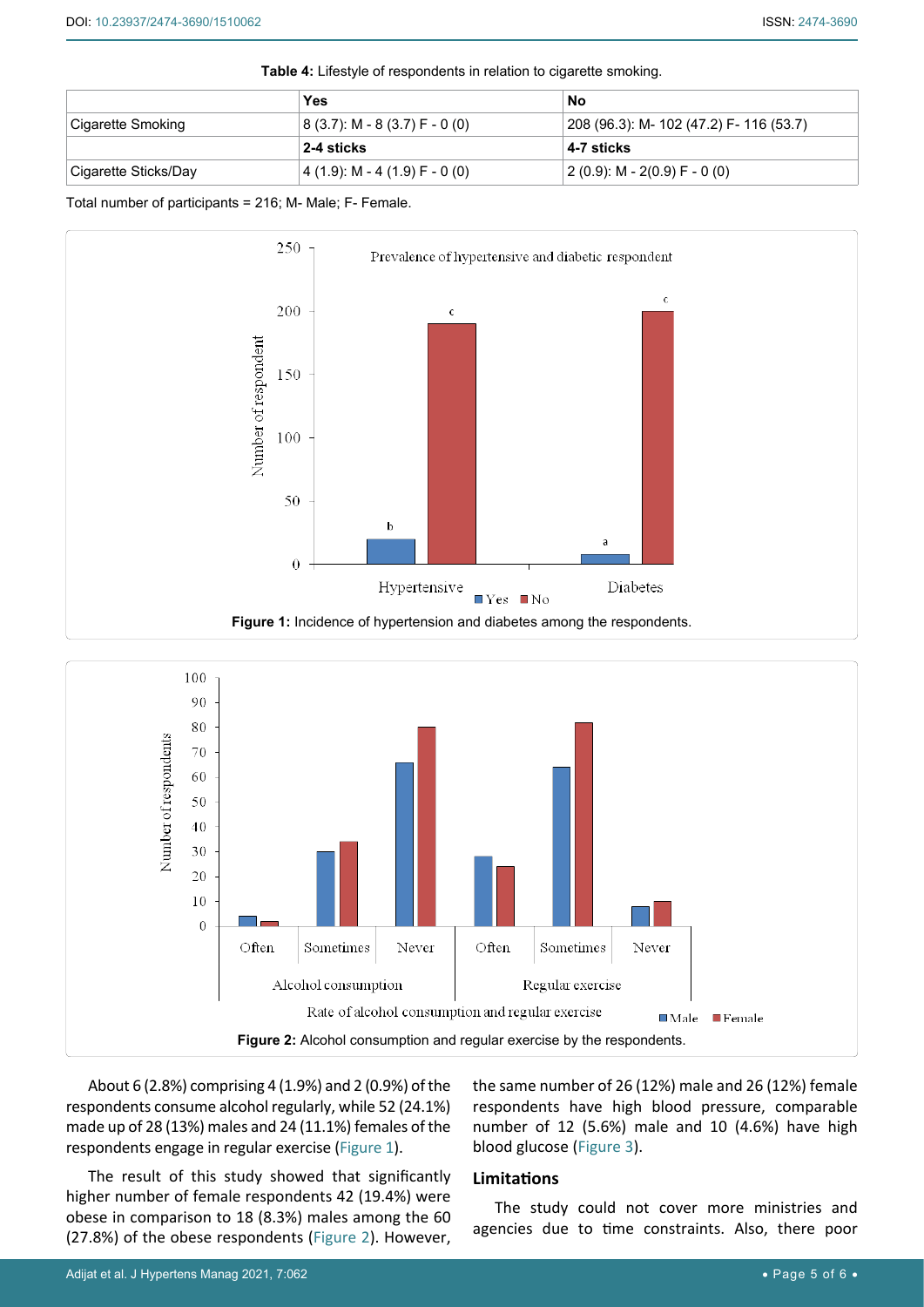**Table 4:** Lifestyle of respondents in relation to cigarette smoking.

| | Yes | No |
|---|---|---|
| Cigarette Smoking | 8 (3.7): M - 8 (3.7) F - 0 (0) | 208 (96.3): M- 102 (47.2) F- 116 (53.7) |
| | **2-4 sticks** | **4-7 sticks** |
| Cigarette Sticks/Day | 4 (1.9): M - 4 (1.9) F - 0 (0) | 2 (0.9): M - 2(0.9) F - 0 (0) |

Total number of participants = 216; M- Male; F- Female.

**Figure 1:** Incidence of hypertension and diabetes among the respondents.

**Figure 2:** Alcohol consumption and regular exercise by the respondents.

About 6 (2.8%) comprising 4 (1.9%) and 2 (0.9%) of the respondents consume alcohol regularly, while 52 (24.1%) made up of 28 (13%) males and 24 (11.1%) females of the respondents engage in regular exercise (Figure 1).

The result of this study showed that significantly higher number of female respondents 42 (19.4%) were obese in comparison to 18 (8.3%) males among the 60 (27.8%) of the obese respondents (Figure 2). However, the same number of 26 (12%) male and 26 (12%) female respondents have high blood pressure, comparable number of 12 (5.6%) male and 10 (4.6%) have high blood glucose (Figure 3).

## Limitations

The study could not cover more ministries and agencies due to time constraints. Also, there poor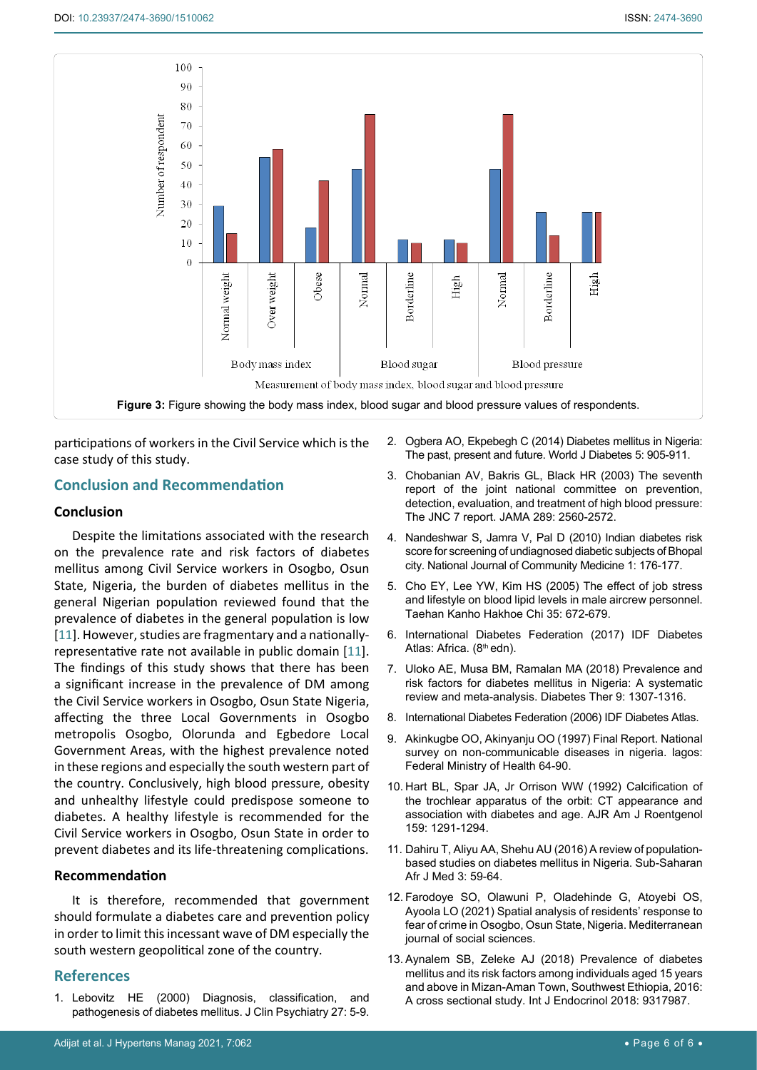100
90
80
70
60
50
40
30
20
10
0

Number of respondent

Normal weight
Over weight
Obese
Normal
Borderline
High
Normal
Borderline
High

Body mass index
Blood sugar
Blood pressure

Measurement of body mass index, blood sugar and blood pressure

**Figure 3:** Figure showing the body mass index, blood sugar and blood pressure values of respondents.

participations of workers in the Civil Service which is the case study of this study.

## Conclusion and Recommendation

### Conclusion

Despite the limitations associated with the research on the prevalence rate and risk factors of diabetes mellitus among Civil Service workers in Osogbo, Osun State, Nigeria, the burden of diabetes mellitus in the general Nigerian population reviewed found that the prevalence of diabetes in the general population is low [11]. However, studies are fragmentary and a nationally-representative rate not available in public domain [11]. The findings of this study shows that there has been a significant increase in the prevalence of DM among the Civil Service workers in Osogbo, Osun State Nigeria, affecting the three Local Governments in Osogbo metropolis Osogbo, Olorunda and Egbedore Local Government Areas, with the highest prevalence noted in these regions and especially the south western part of the country. Conclusively, high blood pressure, obesity and unhealthy lifestyle could predispose someone to diabetes. A healthy lifestyle is recommended for the Civil Service workers in Osogbo, Osun State in order to prevent diabetes and its life-threatening complications.

### Recommendation

It is therefore, recommended that government should formulate a diabetes care and prevention policy in order to limit this incessant wave of DM especially the south western geopolitical zone of the country.

## References

1. Lebovitz HE (2000) Diagnosis, classification, and pathogenesis of diabetes mellitus. J Clin Psychiatry 27: 5-9.
2. Ogbera AO, Ekpebegh C (2014) Diabetes mellitus in Nigeria: The past, present and future. World J Diabetes 5: 905-911.
3. Chobanian AV, Bakris GL, Black HR (2003) The seventh report of the joint national committee on prevention, detection, evaluation, and treatment of high blood pressure: The JNC 7 report. JAMA 289: 2560-2572.
4. Nandeshwar S, Jamra V, Pal D (2010) Indian diabetes risk score for screening of undiagnosed diabetic subjects of Bhopal city. National Journal of Community Medicine 1: 176-177.
5. Cho EY, Lee YW, Kim HS (2005) The effect of job stress and lifestyle on blood lipid levels in male aircrew personnel. Taehan Kanho Hakhoe Chi 35: 672-679.
6. International Diabetes Federation (2017) IDF Diabetes Atlas: Africa. (8th edn).
7. Uloko AE, Musa BM, Ramalan MA (2018) Prevalence and risk factors for diabetes mellitus in Nigeria: A systematic review and meta-analysis. Diabetes Ther 9: 1307-1316.
8. International Diabetes Federation (2006) IDF Diabetes Atlas.
9. Akinkugbe OO, Akinyanju OO (1997) Final Report. National survey on non-communicable diseases in nigeria. lagos: Federal Ministry of Health 64-90.
10. Hart BL, Spar JA, Jr Orrison WW (1992) Calcification of the trochlear apparatus of the orbit: CT appearance and association with diabetes and age. AJR Am J Roentgenol 159: 1291-1294.
11. Dahiru T, Aliyu AA, Shehu AU (2016) A review of population-based studies on diabetes mellitus in Nigeria. Sub-Saharan Afr J Med 3: 59-64.
12. Farodoye SO, Olawuni P, Oladehinde G, Atoyebi OS, Ayoola LO (2021) Spatial analysis of residents' response to fear of crime in Osogbo, Osun State, Nigeria. Mediterranean journal of social sciences.
13. Aynalem SB, Zeleke AJ (2018) Prevalence of diabetes mellitus and its risk factors among individuals aged 15 years and above in Mizan-Aman Town, Southwest Ethiopia, 2016: A cross sectional study. Int J Endocrinol 2018: 9317987.